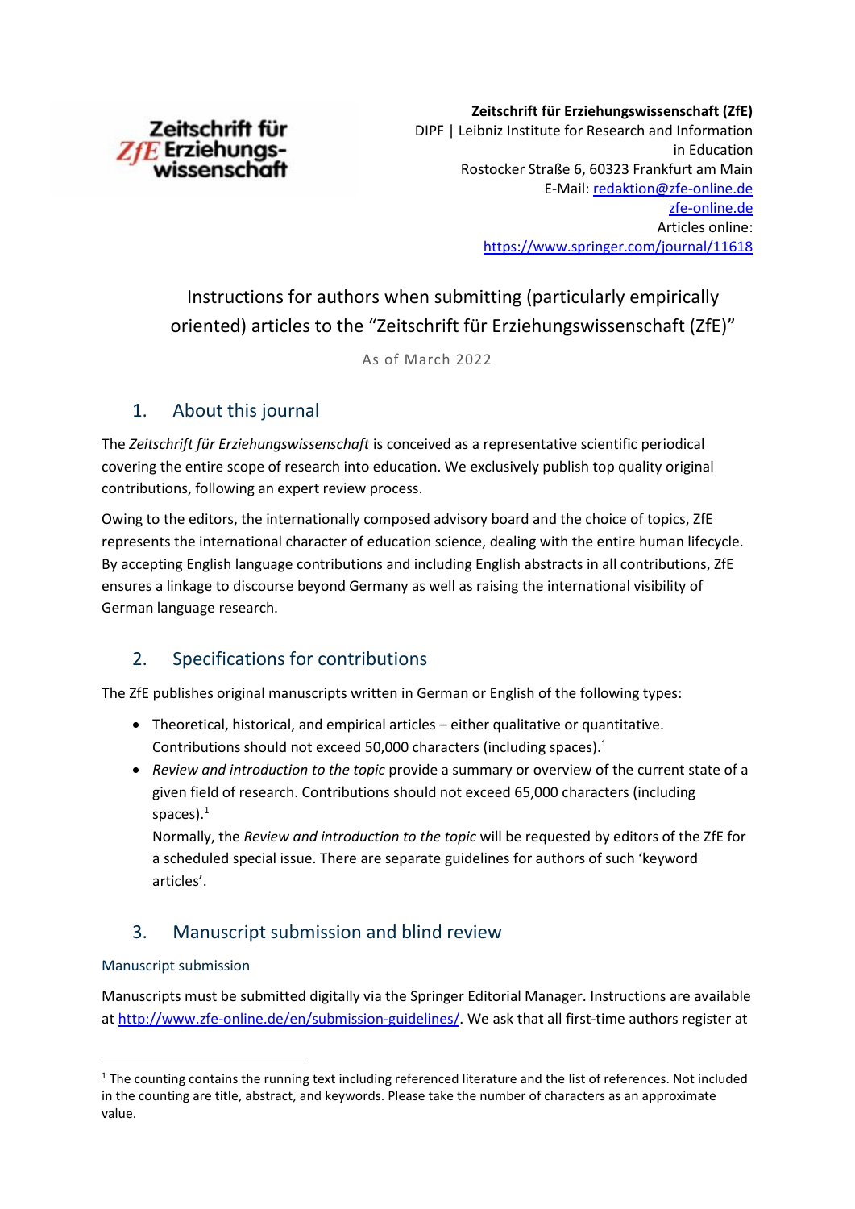Zeitschrift für ZfE Erziehungs-wissenschaft

**Zeitschrift für Erziehungswissenschaft (ZfE)**
DIPF | Leibniz Institute for Research and Information in Education
Rostocker Straße 6, 60323 Frankfurt am Main
E-Mail: redaktion@zfe-online.de
zfe-online.de
Articles online:
https://www.springer.com/journal/11618

# Instructions for authors when submitting (particularly empirically oriented) articles to the "Zeitschrift für Erziehungswissenschaft (ZfE)"

As of March 2022

## 1. About this journal

The *Zeitschrift für Erziehungswissenschaft* is conceived as a representative scientific periodical covering the entire scope of research into education. We exclusively publish top quality original contributions, following an expert review process.

Owing to the editors, the internationally composed advisory board and the choice of topics, ZfE represents the international character of education science, dealing with the entire human lifecycle. By accepting English language contributions and including English abstracts in all contributions, ZfE ensures a linkage to discourse beyond Germany as well as raising the international visibility of German language research.

## 2. Specifications for contributions

The ZfE publishes original manuscripts written in German or English of the following types:

- Theoretical, historical, and empirical articles – either qualitative or quantitative. Contributions should not exceed 50,000 characters (including spaces).[1]
- *Review and introduction to the topic* provide a summary or overview of the current state of a given field of research. Contributions should not exceed 65,000 characters (including spaces).[1]
  Normally, the *Review and introduction to the topic* will be requested by editors of the ZfE for a scheduled special issue. There are separate guidelines for authors of such 'keyword articles'.

## 3. Manuscript submission and blind review

### Manuscript submission

Manuscripts must be submitted digitally via the Springer Editorial Manager. Instructions are available at http://www.zfe-online.de/en/submission-guidelines/. We ask that all first-time authors register at

[1] The counting contains the running text including referenced literature and the list of references. Not included in the counting are title, abstract, and keywords. Please take the number of characters as an approximate value.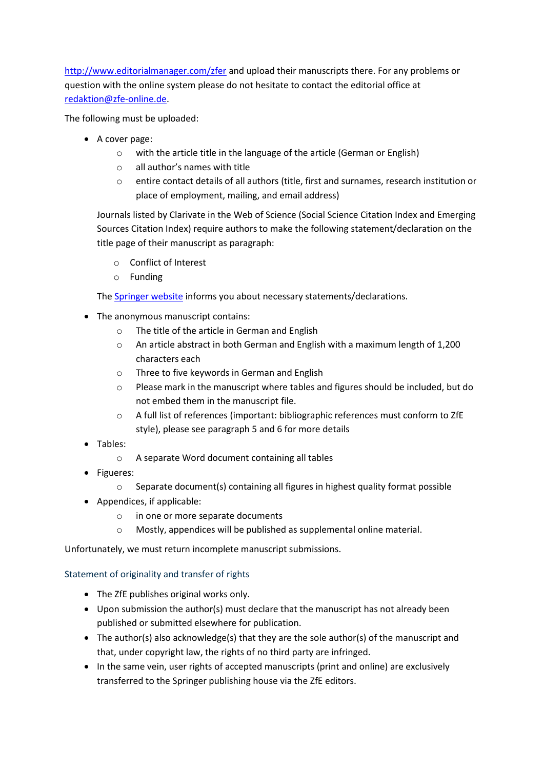[http://www.editorialmanager.com/zfer](http://www.editorialmanager.com/zfer) and upload their manuscripts there. For any problems or question with the online system please do not hesitate to contact the editorial office at [redaktion@zfe-online.de](mailto:redaktion@zfe-online.de).

The following must be uploaded:

- A cover page:
  - with the article title in the language of the article (German or English)
  - all author's names with title
  - entire contact details of all authors (title, first and surnames, research institution or place of employment, mailing, and email address)

  Journals listed by Clarivate in the Web of Science (Social Science Citation Index and Emerging Sources Citation Index) require authors to make the following statement/declaration on the title page of their manuscript as paragraph:

  - Conflict of Interest
  - Funding

  The [Springer website](#) informs you about necessary statements/declarations.

- The anonymous manuscript contains:
  - The title of the article in German and English
  - An article abstract in both German and English with a maximum length of 1,200 characters each
  - Three to five keywords in German and English
  - Please mark in the manuscript where tables and figures should be included, but do not embed them in the manuscript file.
  - A full list of references (important: bibliographic references must conform to ZfE style), please see paragraph 5 and 6 for more details
- Tables:
  - A separate Word document containing all tables
- Figueres:
  - Separate document(s) containing all figures in highest quality format possible
- Appendices, if applicable:
  - in one or more separate documents
  - Mostly, appendices will be published as supplemental online material.

Unfortunately, we must return incomplete manuscript submissions.

### Statement of originality and transfer of rights

- The ZfE publishes original works only.
- Upon submission the author(s) must declare that the manuscript has not already been published or submitted elsewhere for publication.
- The author(s) also acknowledge(s) that they are the sole author(s) of the manuscript and that, under copyright law, the rights of no third party are infringed.
- In the same vein, user rights of accepted manuscripts (print and online) are exclusively transferred to the Springer publishing house via the ZfE editors.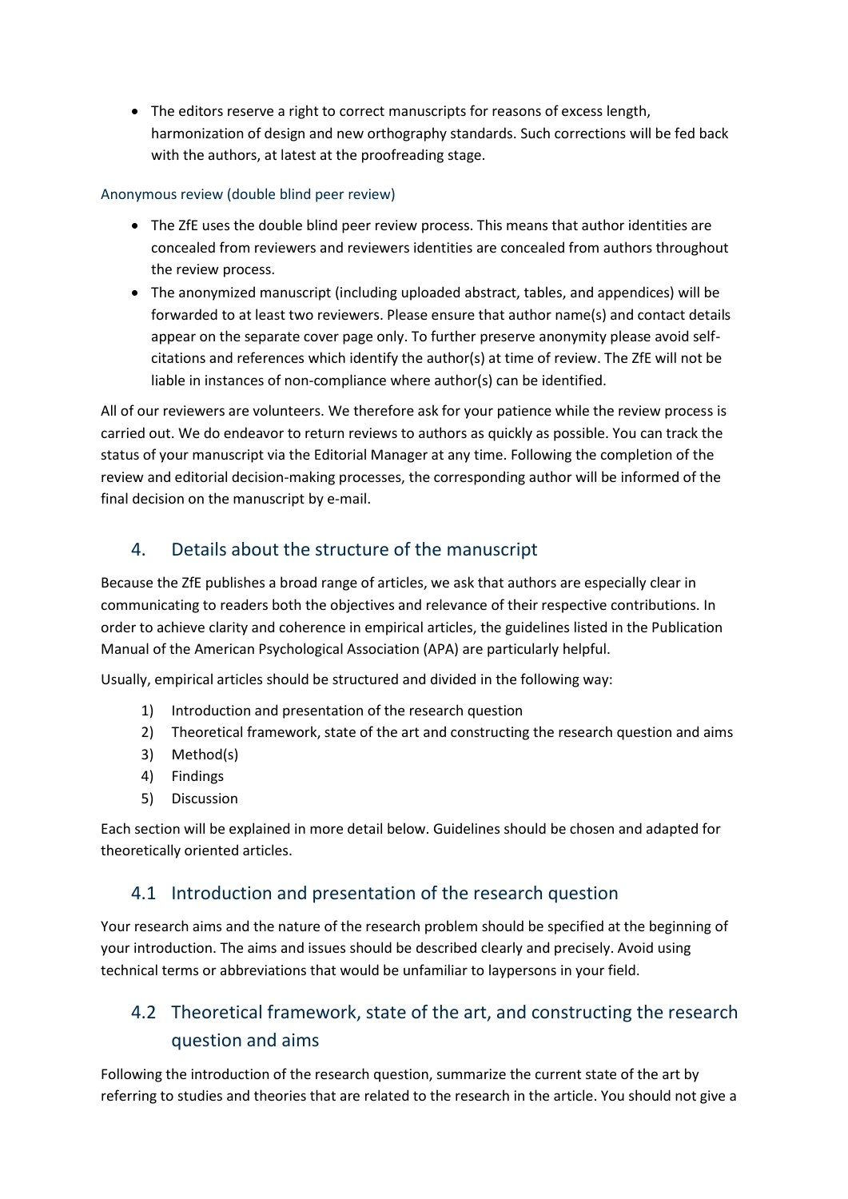- The editors reserve a right to correct manuscripts for reasons of excess length, harmonization of design and new orthography standards. Such corrections will be fed back with the authors, at latest at the proofreading stage.

### Anonymous review (double blind peer review)

- The ZfE uses the double blind peer review process. This means that author identities are concealed from reviewers and reviewers identities are concealed from authors throughout the review process.
- The anonymized manuscript (including uploaded abstract, tables, and appendices) will be forwarded to at least two reviewers. Please ensure that author name(s) and contact details appear on the separate cover page only. To further preserve anonymity please avoid self-citations and references which identify the author(s) at time of review. The ZfE will not be liable in instances of non-compliance where author(s) can be identified.

All of our reviewers are volunteers. We therefore ask for your patience while the review process is carried out. We do endeavor to return reviews to authors as quickly as possible. You can track the status of your manuscript via the Editorial Manager at any time. Following the completion of the review and editorial decision-making processes, the corresponding author will be informed of the final decision on the manuscript by e-mail.

## 4. Details about the structure of the manuscript

Because the ZfE publishes a broad range of articles, we ask that authors are especially clear in communicating to readers both the objectives and relevance of their respective contributions. In order to achieve clarity and coherence in empirical articles, the guidelines listed in the Publication Manual of the American Psychological Association (APA) are particularly helpful.

Usually, empirical articles should be structured and divided in the following way:

1) Introduction and presentation of the research question
2) Theoretical framework, state of the art and constructing the research question and aims
3) Method(s)
4) Findings
5) Discussion

Each section will be explained in more detail below. Guidelines should be chosen and adapted for theoretically oriented articles.

### 4.1 Introduction and presentation of the research question

Your research aims and the nature of the research problem should be specified at the beginning of your introduction. The aims and issues should be described clearly and precisely. Avoid using technical terms or abbreviations that would be unfamiliar to laypersons in your field.

### 4.2 Theoretical framework, state of the art, and constructing the research question and aims

Following the introduction of the research question, summarize the current state of the art by referring to studies and theories that are related to the research in the article. You should not give a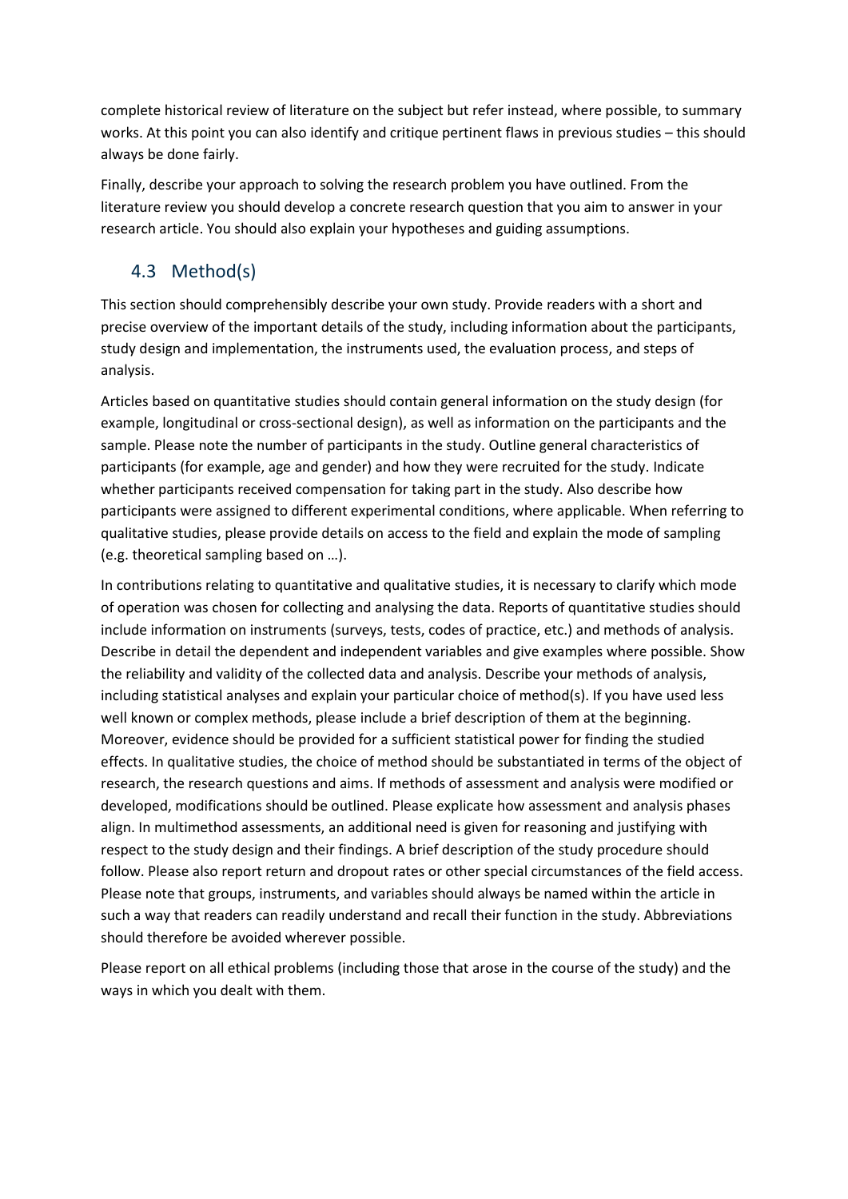complete historical review of literature on the subject but refer instead, where possible, to summary works. At this point you can also identify and critique pertinent flaws in previous studies – this should always be done fairly.

Finally, describe your approach to solving the research problem you have outlined. From the literature review you should develop a concrete research question that you aim to answer in your research article. You should also explain your hypotheses and guiding assumptions.

## 4.3 Method(s)

This section should comprehensibly describe your own study. Provide readers with a short and precise overview of the important details of the study, including information about the participants, study design and implementation, the instruments used, the evaluation process, and steps of analysis.

Articles based on quantitative studies should contain general information on the study design (for example, longitudinal or cross-sectional design), as well as information on the participants and the sample. Please note the number of participants in the study. Outline general characteristics of participants (for example, age and gender) and how they were recruited for the study. Indicate whether participants received compensation for taking part in the study. Also describe how participants were assigned to different experimental conditions, where applicable. When referring to qualitative studies, please provide details on access to the field and explain the mode of sampling (e.g. theoretical sampling based on …).

In contributions relating to quantitative and qualitative studies, it is necessary to clarify which mode of operation was chosen for collecting and analysing the data. Reports of quantitative studies should include information on instruments (surveys, tests, codes of practice, etc.) and methods of analysis. Describe in detail the dependent and independent variables and give examples where possible. Show the reliability and validity of the collected data and analysis. Describe your methods of analysis, including statistical analyses and explain your particular choice of method(s). If you have used less well known or complex methods, please include a brief description of them at the beginning. Moreover, evidence should be provided for a sufficient statistical power for finding the studied effects. In qualitative studies, the choice of method should be substantiated in terms of the object of research, the research questions and aims. If methods of assessment and analysis were modified or developed, modifications should be outlined. Please explicate how assessment and analysis phases align. In multimethod assessments, an additional need is given for reasoning and justifying with respect to the study design and their findings. A brief description of the study procedure should follow. Please also report return and dropout rates or other special circumstances of the field access. Please note that groups, instruments, and variables should always be named within the article in such a way that readers can readily understand and recall their function in the study. Abbreviations should therefore be avoided wherever possible.

Please report on all ethical problems (including those that arose in the course of the study) and the ways in which you dealt with them.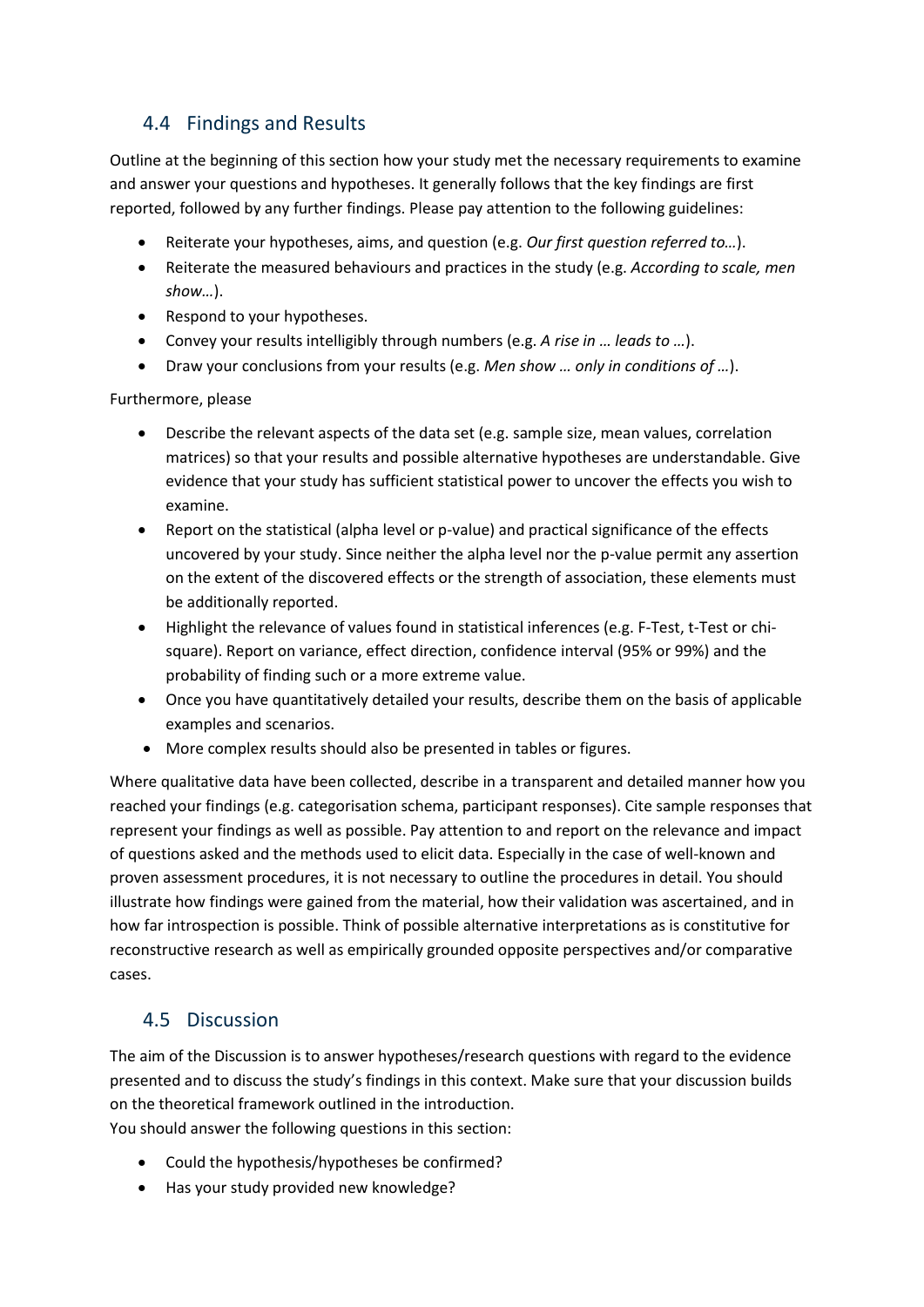## 4.4 Findings and Results

Outline at the beginning of this section how your study met the necessary requirements to examine and answer your questions and hypotheses. It generally follows that the key findings are first reported, followed by any further findings. Please pay attention to the following guidelines:

- Reiterate your hypotheses, aims, and question (e.g. *Our first question referred to…*).
- Reiterate the measured behaviours and practices in the study (e.g. *According to scale, men show…*).
- Respond to your hypotheses.
- Convey your results intelligibly through numbers (e.g. *A rise in … leads to …*).
- Draw your conclusions from your results (e.g. *Men show … only in conditions of …*).

Furthermore, please

- Describe the relevant aspects of the data set (e.g. sample size, mean values, correlation matrices) so that your results and possible alternative hypotheses are understandable. Give evidence that your study has sufficient statistical power to uncover the effects you wish to examine.
- Report on the statistical (alpha level or p-value) and practical significance of the effects uncovered by your study. Since neither the alpha level nor the p-value permit any assertion on the extent of the discovered effects or the strength of association, these elements must be additionally reported.
- Highlight the relevance of values found in statistical inferences (e.g. F-Test, t-Test or chi-square). Report on variance, effect direction, confidence interval (95% or 99%) and the probability of finding such or a more extreme value.
- Once you have quantitatively detailed your results, describe them on the basis of applicable examples and scenarios.
- More complex results should also be presented in tables or figures.

Where qualitative data have been collected, describe in a transparent and detailed manner how you reached your findings (e.g. categorisation schema, participant responses). Cite sample responses that represent your findings as well as possible. Pay attention to and report on the relevance and impact of questions asked and the methods used to elicit data. Especially in the case of well-known and proven assessment procedures, it is not necessary to outline the procedures in detail. You should illustrate how findings were gained from the material, how their validation was ascertained, and in how far introspection is possible. Think of possible alternative interpretations as is constitutive for reconstructive research as well as empirically grounded opposite perspectives and/or comparative cases.

## 4.5 Discussion

The aim of the Discussion is to answer hypotheses/research questions with regard to the evidence presented and to discuss the study's findings in this context. Make sure that your discussion builds on the theoretical framework outlined in the introduction.
You should answer the following questions in this section:

- Could the hypothesis/hypotheses be confirmed?
- Has your study provided new knowledge?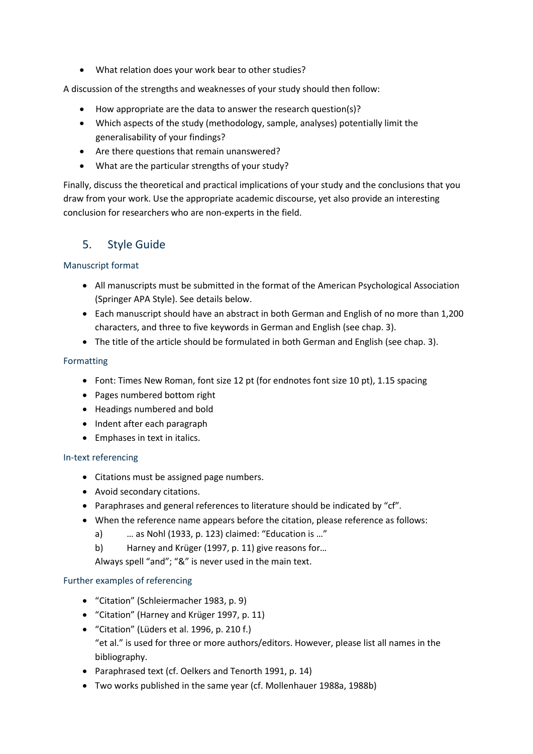- What relation does your work bear to other studies?

A discussion of the strengths and weaknesses of your study should then follow:

- How appropriate are the data to answer the research question(s)?
- Which aspects of the study (methodology, sample, analyses) potentially limit the generalisability of your findings?
- Are there questions that remain unanswered?
- What are the particular strengths of your study?

Finally, discuss the theoretical and practical implications of your study and the conclusions that you draw from your work. Use the appropriate academic discourse, yet also provide an interesting conclusion for researchers who are non-experts in the field.

## 5. Style Guide

### Manuscript format

- All manuscripts must be submitted in the format of the American Psychological Association (Springer APA Style). See details below.
- Each manuscript should have an abstract in both German and English of no more than 1,200 characters, and three to five keywords in German and English (see chap. 3).
- The title of the article should be formulated in both German and English (see chap. 3).

### Formatting

- Font: Times New Roman, font size 12 pt (for endnotes font size 10 pt), 1.15 spacing
- Pages numbered bottom right
- Headings numbered and bold
- Indent after each paragraph
- Emphases in text in italics.

### In-text referencing

- Citations must be assigned page numbers.
- Avoid secondary citations.
- Paraphrases and general references to literature should be indicated by "cf".
- When the reference name appears before the citation, please reference as follows:
  a) … as Nohl (1933, p. 123) claimed: "Education is …"
  b) Harney and Krüger (1997, p. 11) give reasons for…
  
  Always spell "and"; "&" is never used in the main text.

### Further examples of referencing

- "Citation" (Schleiermacher 1983, p. 9)
- "Citation" (Harney and Krüger 1997, p. 11)
- "Citation" (Lüders et al. 1996, p. 210 f.)
  "et al." is used for three or more authors/editors. However, please list all names in the bibliography.
- Paraphrased text (cf. Oelkers and Tenorth 1991, p. 14)
- Two works published in the same year (cf. Mollenhauer 1988a, 1988b)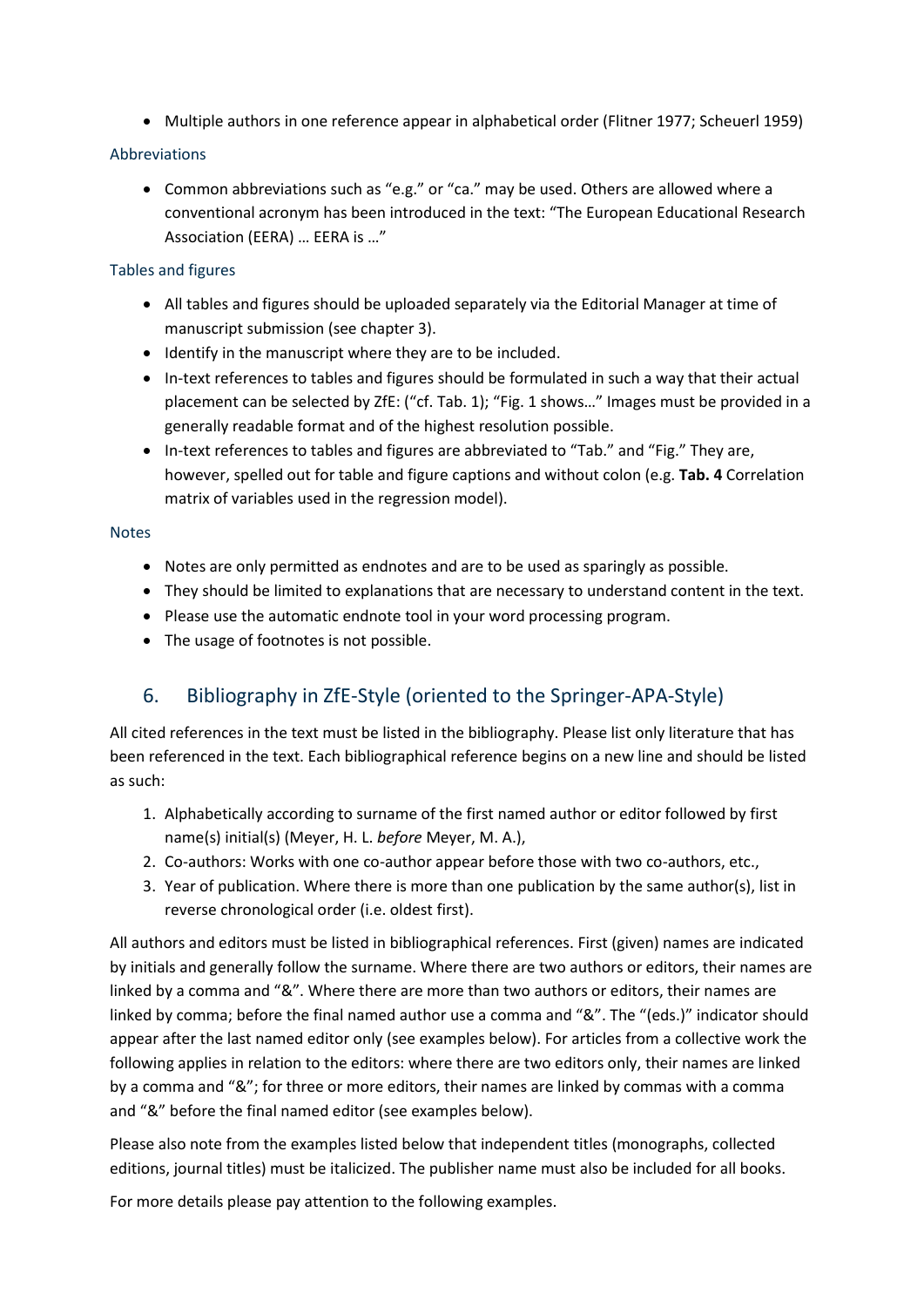- Multiple authors in one reference appear in alphabetical order (Flitner 1977; Scheuerl 1959)

### Abbreviations

- Common abbreviations such as "e.g." or "ca." may be used. Others are allowed where a conventional acronym has been introduced in the text: "The European Educational Research Association (EERA) … EERA is …"

### Tables and figures

- All tables and figures should be uploaded separately via the Editorial Manager at time of manuscript submission (see chapter 3).
- Identify in the manuscript where they are to be included.
- In-text references to tables and figures should be formulated in such a way that their actual placement can be selected by ZfE: ("cf. Tab. 1); "Fig. 1 shows…" Images must be provided in a generally readable format and of the highest resolution possible.
- In-text references to tables and figures are abbreviated to "Tab." and "Fig." They are, however, spelled out for table and figure captions and without colon (e.g. **Tab. 4** Correlation matrix of variables used in the regression model).

### Notes

- Notes are only permitted as endnotes and are to be used as sparingly as possible.
- They should be limited to explanations that are necessary to understand content in the text.
- Please use the automatic endnote tool in your word processing program.
- The usage of footnotes is not possible.

## 6. Bibliography in ZfE-Style (oriented to the Springer-APA-Style)

All cited references in the text must be listed in the bibliography. Please list only literature that has been referenced in the text. Each bibliographical reference begins on a new line and should be listed as such:

1. Alphabetically according to surname of the first named author or editor followed by first name(s) initial(s) (Meyer, H. L. *before* Meyer, M. A.),
2. Co-authors: Works with one co-author appear before those with two co-authors, etc.,
3. Year of publication. Where there is more than one publication by the same author(s), list in reverse chronological order (i.e. oldest first).

All authors and editors must be listed in bibliographical references. First (given) names are indicated by initials and generally follow the surname. Where there are two authors or editors, their names are linked by a comma and "&". Where there are more than two authors or editors, their names are linked by comma; before the final named author use a comma and "&". The "(eds.)" indicator should appear after the last named editor only (see examples below). For articles from a collective work the following applies in relation to the editors: where there are two editors only, their names are linked by a comma and "&"; for three or more editors, their names are linked by commas with a comma and "&" before the final named editor (see examples below).

Please also note from the examples listed below that independent titles (monographs, collected editions, journal titles) must be italicized. The publisher name must also be included for all books.

For more details please pay attention to the following examples.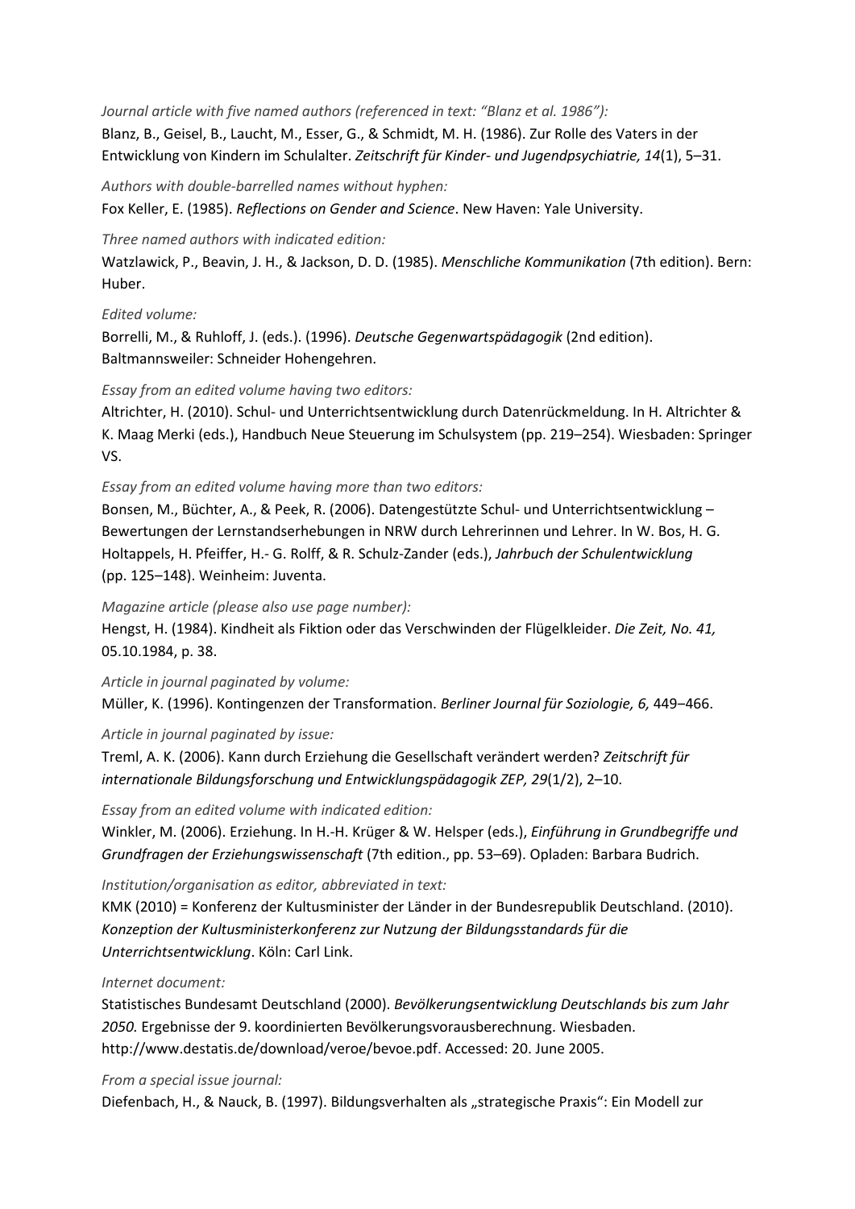*Journal article with five named authors (referenced in text: "Blanz et al. 1986"):*

Blanz, B., Geisel, B., Laucht, M., Esser, G., & Schmidt, M. H. (1986). Zur Rolle des Vaters in der Entwicklung von Kindern im Schulalter. *Zeitschrift für Kinder- und Jugendpsychiatrie, 14*(1), 5–31.

*Authors with double-barrelled names without hyphen:*

Fox Keller, E. (1985). *Reflections on Gender and Science*. New Haven: Yale University.

*Three named authors with indicated edition:*

Watzlawick, P., Beavin, J. H., & Jackson, D. D. (1985). *Menschliche Kommunikation* (7th edition). Bern: Huber.

*Edited volume:*

Borrelli, M., & Ruhloff, J. (eds.). (1996). *Deutsche Gegenwartspädagogik* (2nd edition). Baltmannsweiler: Schneider Hohengehren.

*Essay from an edited volume having two editors:*

Altrichter, H. (2010). Schul- und Unterrichtsentwicklung durch Datenrückmeldung. In H. Altrichter & K. Maag Merki (eds.), Handbuch Neue Steuerung im Schulsystem (pp. 219–254). Wiesbaden: Springer VS.

*Essay from an edited volume having more than two editors:*

Bonsen, M., Büchter, A., & Peek, R. (2006). Datengestützte Schul- und Unterrichtsentwicklung – Bewertungen der Lernstandserhebungen in NRW durch Lehrerinnen und Lehrer. In W. Bos, H. G. Holtappels, H. Pfeiffer, H.- G. Rolff, & R. Schulz-Zander (eds.), *Jahrbuch der Schulentwicklung* (pp. 125–148). Weinheim: Juventa.

*Magazine article (please also use page number):*

Hengst, H. (1984). Kindheit als Fiktion oder das Verschwinden der Flügelkleider. *Die Zeit, No. 41,* 05.10.1984, p. 38.

*Article in journal paginated by volume:*

Müller, K. (1996). Kontingenzen der Transformation. *Berliner Journal für Soziologie, 6,* 449–466.

*Article in journal paginated by issue:*

Treml, A. K. (2006). Kann durch Erziehung die Gesellschaft verändert werden? *Zeitschrift für internationale Bildungsforschung und Entwicklungspädagogik ZEP, 29*(1/2), 2–10.

*Essay from an edited volume with indicated edition:*

Winkler, M. (2006). Erziehung. In H.-H. Krüger & W. Helsper (eds.), *Einführung in Grundbegriffe und Grundfragen der Erziehungswissenschaft* (7th edition., pp. 53–69). Opladen: Barbara Budrich.

*Institution/organisation as editor, abbreviated in text:*

KMK (2010) = Konferenz der Kultusminister der Länder in der Bundesrepublik Deutschland. (2010). *Konzeption der Kultusministerkonferenz zur Nutzung der Bildungsstandards für die Unterrichtsentwicklung*. Köln: Carl Link.

*Internet document:*

Statistisches Bundesamt Deutschland (2000). *Bevölkerungsentwicklung Deutschlands bis zum Jahr 2050.* Ergebnisse der 9. koordinierten Bevölkerungsvorausberechnung. Wiesbaden. http://www.destatis.de/download/veroe/bevoe.pdf. Accessed: 20. June 2005.

*From a special issue journal:*

Diefenbach, H., & Nauck, B. (1997). Bildungsverhalten als „strategische Praxis": Ein Modell zur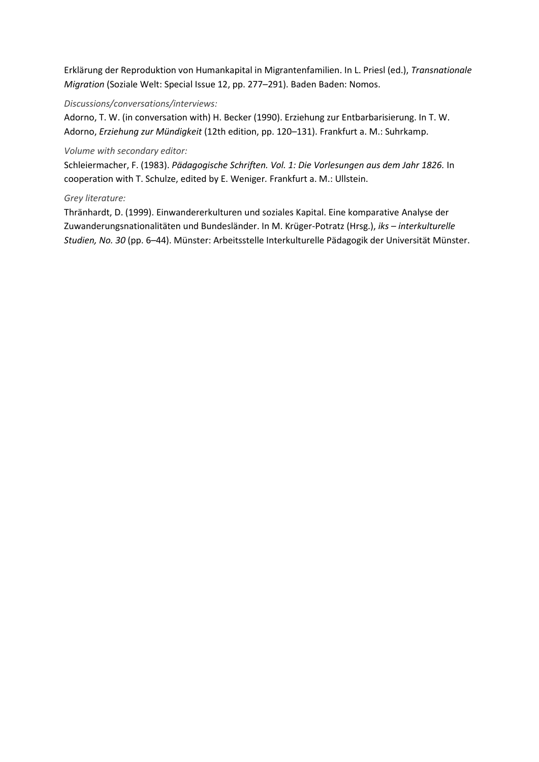Erklärung der Reproduktion von Humankapital in Migrantenfamilien. In L. Priesl (ed.), *Transnationale Migration* (Soziale Welt: Special Issue 12, pp. 277–291). Baden Baden: Nomos.

*Discussions/conversations/interviews:*

Adorno, T. W. (in conversation with) H. Becker (1990). Erziehung zur Entbarbarisierung. In T. W. Adorno, *Erziehung zur Mündigkeit* (12th edition, pp. 120–131). Frankfurt a. M.: Suhrkamp.

*Volume with secondary editor:*

Schleiermacher, F. (1983). *Pädagogische Schriften. Vol. 1: Die Vorlesungen aus dem Jahr 1826.* In cooperation with T. Schulze, edited by E. Weniger. Frankfurt a. M.: Ullstein.

*Grey literature:*

Thränhardt, D. (1999). Einwandererkulturen und soziales Kapital. Eine komparative Analyse der Zuwanderungsnationalitäten und Bundesländer. In M. Krüger-Potratz (Hrsg.), *iks – interkulturelle Studien, No. 30* (pp. 6–44). Münster: Arbeitsstelle Interkulturelle Pädagogik der Universität Münster.